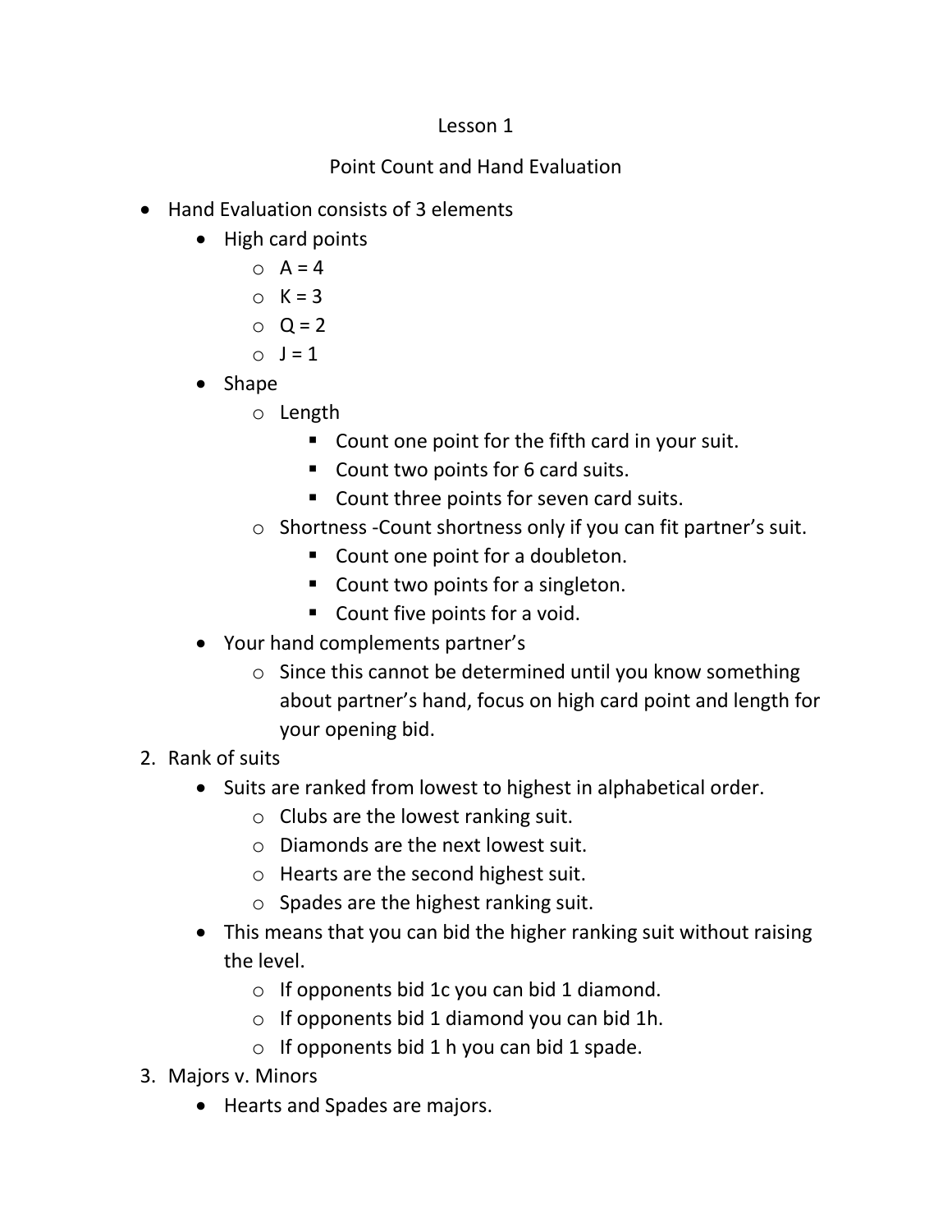Lesson 1

Point Count and Hand Evaluation

- Hand Evaluation consists of 3 elements
  - High card points
    - A = 4
    - K = 3
    - Q = 2
    - J = 1
  - Shape
    - Length
      - Count one point for the fifth card in your suit.
      - Count two points for 6 card suits.
      - Count three points for seven card suits.
    - Shortness -Count shortness only if you can fit partner's suit.
      - Count one point for a doubleton.
      - Count two points for a singleton.
      - Count five points for a void.
  - Your hand complements partner's
    - Since this cannot be determined until you know something about partner's hand, focus on high card point and length for your opening bid.

2. Rank of suits
   - Suits are ranked from lowest to highest in alphabetical order.
     - Clubs are the lowest ranking suit.
     - Diamonds are the next lowest suit.
     - Hearts are the second highest suit.
     - Spades are the highest ranking suit.
   - This means that you can bid the higher ranking suit without raising the level.
     - If opponents bid 1c you can bid 1 diamond.
     - If opponents bid 1 diamond you can bid 1h.
     - If opponents bid 1 h you can bid 1 spade.
3. Majors v. Minors
   - Hearts and Spades are majors.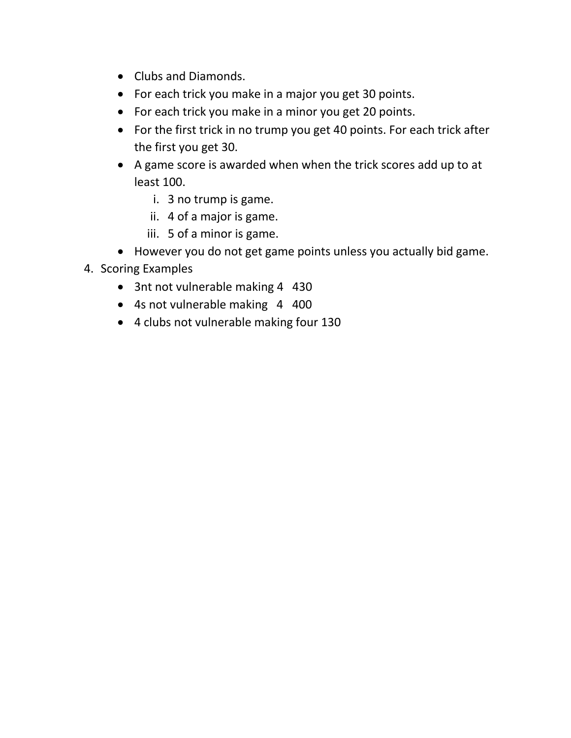- Clubs and Diamonds.
- For each trick you make in a major you get 30 points.
- For each trick you make in a minor you get 20 points.
- For the first trick in no trump you get 40 points. For each trick after the first you get 30.
- A game score is awarded when when the trick scores add up to at least 100.
    1. 3 no trump is game.
    2. 4 of a major is game.
    3. 5 of a minor is game.
- However you do not get game points unless you actually bid game.

4. Scoring Examples
    - 3nt not vulnerable making 4   430
    - 4s not vulnerable making   4   400
    - 4 clubs not vulnerable making four 130